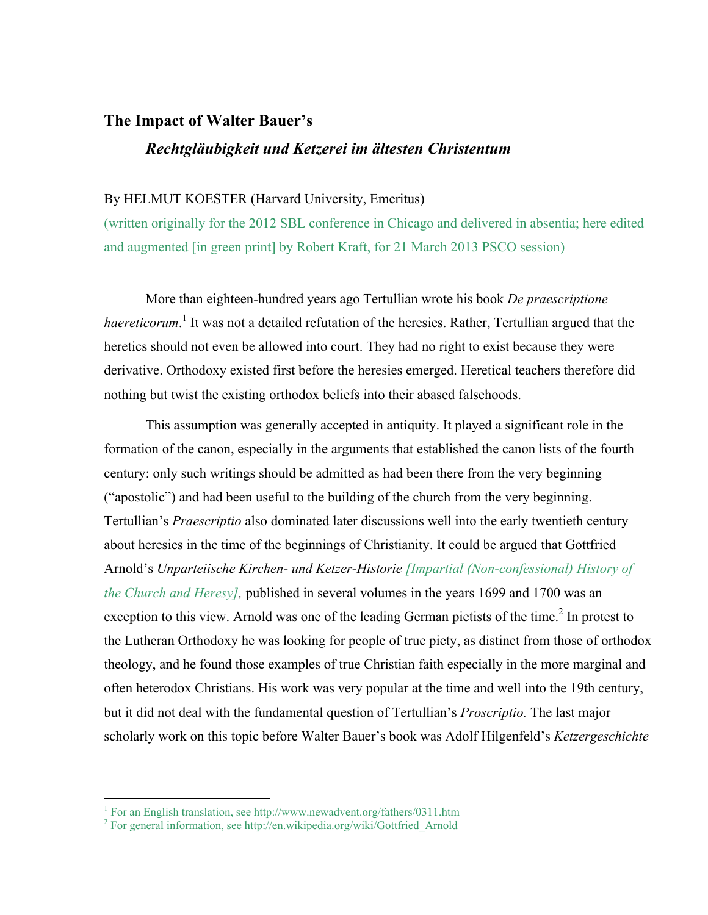# The Impact of Walter Bauer's

## *Rechtgläubigkeit und Ketzerei im ältesten Christentum*

By HELMUT KOESTER (Harvard University, Emeritus)

(written originally for the 2012 SBL conference in Chicago and delivered in absentia; here edited and augmented [in green print] by Robert Kraft, for 21 March 2013 PSCO session)

More than eighteen-hundred years ago Tertullian wrote his book *De praescriptione haereticorum*.[1] It was not a detailed refutation of the heresies. Rather, Tertullian argued that the heretics should not even be allowed into court. They had no right to exist because they were derivative. Orthodoxy existed first before the heresies emerged. Heretical teachers therefore did nothing but twist the existing orthodox beliefs into their abased falsehoods.

This assumption was generally accepted in antiquity. It played a significant role in the formation of the canon, especially in the arguments that established the canon lists of the fourth century: only such writings should be admitted as had been there from the very beginning ("apostolic") and had been useful to the building of the church from the very beginning. Tertullian's *Praescriptio* also dominated later discussions well into the early twentieth century about heresies in the time of the beginnings of Christianity. It could be argued that Gottfried Arnold's *Unparteiische Kirchen- und Ketzer-Historie [Impartial (Non-confessional) History of the Church and Heresy],* published in several volumes in the years 1699 and 1700 was an exception to this view. Arnold was one of the leading German pietists of the time.[2] In protest to the Lutheran Orthodoxy he was looking for people of true piety, as distinct from those of orthodox theology, and he found those examples of true Christian faith especially in the more marginal and often heterodox Christians. His work was very popular at the time and well into the 19th century, but it did not deal with the fundamental question of Tertullian's *Proscriptio.* The last major scholarly work on this topic before Walter Bauer's book was Adolf Hilgenfeld's *Ketzergeschichte*

---

[1] For an English translation, see http://www.newadvent.org/fathers/0311.htm

[2] For general information, see http://en.wikipedia.org/wiki/Gottfried_Arnold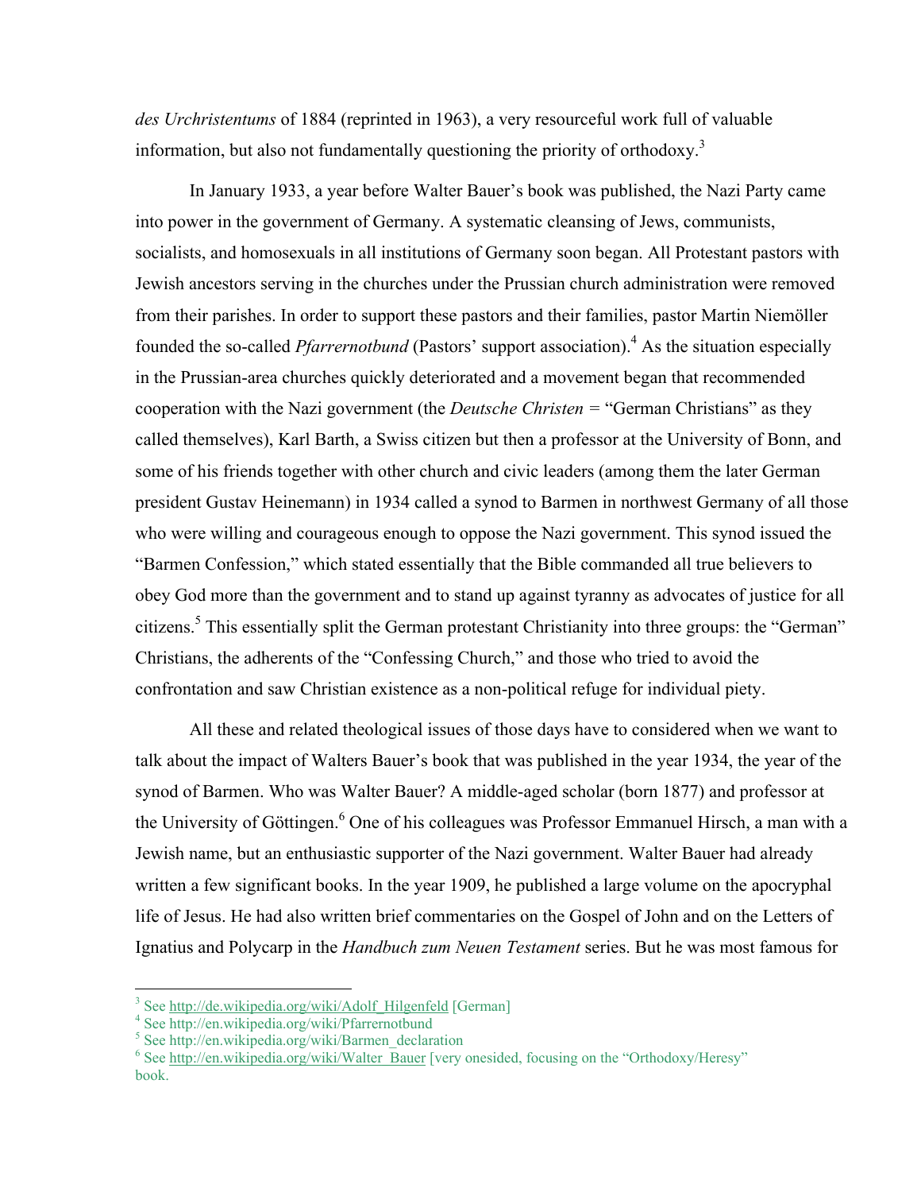*des Urchristentums* of 1884 (reprinted in 1963), a very resourceful work full of valuable information, but also not fundamentally questioning the priority of orthodoxy.[3]

In January 1933, a year before Walter Bauer's book was published, the Nazi Party came into power in the government of Germany. A systematic cleansing of Jews, communists, socialists, and homosexuals in all institutions of Germany soon began. All Protestant pastors with Jewish ancestors serving in the churches under the Prussian church administration were removed from their parishes. In order to support these pastors and their families, pastor Martin Niemöller founded the so-called *Pfarrernotbund* (Pastors' support association).[4] As the situation especially in the Prussian-area churches quickly deteriorated and a movement began that recommended cooperation with the Nazi government (the *Deutsche Christen* = "German Christians" as they called themselves), Karl Barth, a Swiss citizen but then a professor at the University of Bonn, and some of his friends together with other church and civic leaders (among them the later German president Gustav Heinemann) in 1934 called a synod to Barmen in northwest Germany of all those who were willing and courageous enough to oppose the Nazi government. This synod issued the "Barmen Confession," which stated essentially that the Bible commanded all true believers to obey God more than the government and to stand up against tyranny as advocates of justice for all citizens.[5] This essentially split the German protestant Christianity into three groups: the "German" Christians, the adherents of the "Confessing Church," and those who tried to avoid the confrontation and saw Christian existence as a non-political refuge for individual piety.

All these and related theological issues of those days have to considered when we want to talk about the impact of Walters Bauer's book that was published in the year 1934, the year of the synod of Barmen. Who was Walter Bauer? A middle-aged scholar (born 1877) and professor at the University of Göttingen.[6] One of his colleagues was Professor Emmanuel Hirsch, a man with a Jewish name, but an enthusiastic supporter of the Nazi government. Walter Bauer had already written a few significant books. In the year 1909, he published a large volume on the apocryphal life of Jesus. He had also written brief commentaries on the Gospel of John and on the Letters of Ignatius and Polycarp in the *Handbuch zum Neuen Testament* series. But he was most famous for

---

[3] See http://de.wikipedia.org/wiki/Adolf_Hilgenfeld [German]

[4] See http://en.wikipedia.org/wiki/Pfarrernotbund

[5] See http://en.wikipedia.org/wiki/Barmen_declaration

[6] See http://en.wikipedia.org/wiki/Walter_Bauer [very onesided, focusing on the "Orthodoxy/Heresy" book.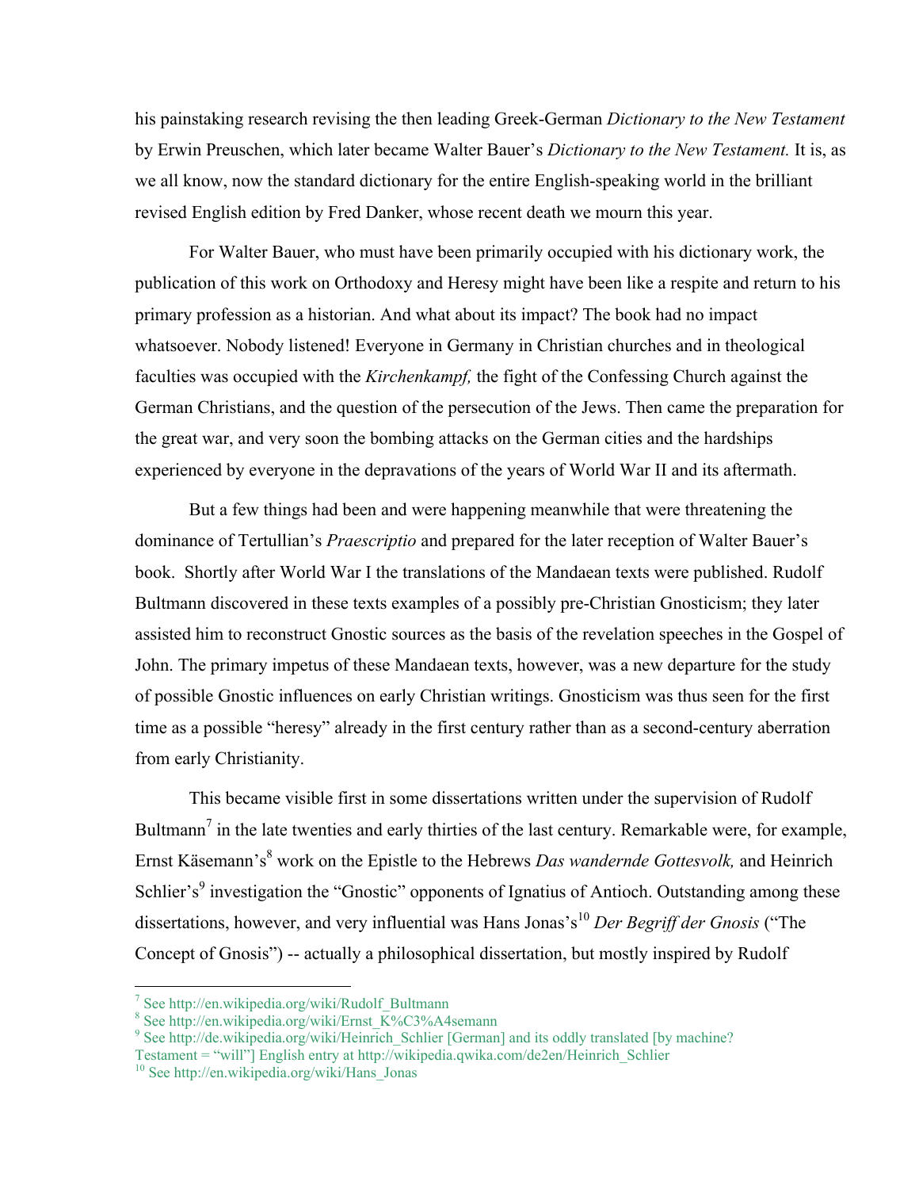his painstaking research revising the then leading Greek-German *Dictionary to the New Testament* by Erwin Preuschen, which later became Walter Bauer's *Dictionary to the New Testament.* It is, as we all know, now the standard dictionary for the entire English-speaking world in the brilliant revised English edition by Fred Danker, whose recent death we mourn this year.

For Walter Bauer, who must have been primarily occupied with his dictionary work, the publication of this work on Orthodoxy and Heresy might have been like a respite and return to his primary profession as a historian. And what about its impact? The book had no impact whatsoever. Nobody listened! Everyone in Germany in Christian churches and in theological faculties was occupied with the *Kirchenkampf,* the fight of the Confessing Church against the German Christians, and the question of the persecution of the Jews. Then came the preparation for the great war, and very soon the bombing attacks on the German cities and the hardships experienced by everyone in the depravations of the years of World War II and its aftermath.

But a few things had been and were happening meanwhile that were threatening the dominance of Tertullian's *Praescriptio* and prepared for the later reception of Walter Bauer's book. Shortly after World War I the translations of the Mandaean texts were published. Rudolf Bultmann discovered in these texts examples of a possibly pre-Christian Gnosticism; they later assisted him to reconstruct Gnostic sources as the basis of the revelation speeches in the Gospel of John. The primary impetus of these Mandaean texts, however, was a new departure for the study of possible Gnostic influences on early Christian writings. Gnosticism was thus seen for the first time as a possible "heresy" already in the first century rather than as a second-century aberration from early Christianity.

This became visible first in some dissertations written under the supervision of Rudolf Bultmann[7] in the late twenties and early thirties of the last century. Remarkable were, for example, Ernst Käsemann's[8] work on the Epistle to the Hebrews *Das wandernde Gottesvolk,* and Heinrich Schlier's[9] investigation the "Gnostic" opponents of Ignatius of Antioch. Outstanding among these dissertations, however, and very influential was Hans Jonas's[10] *Der Begriff der Gnosis* ("The Concept of Gnosis") -- actually a philosophical dissertation, but mostly inspired by Rudolf

---

[7] See http://en.wikipedia.org/wiki/Rudolf_Bultmann

[8] See http://en.wikipedia.org/wiki/Ernst_K%C3%A4semann

[9] See http://de.wikipedia.org/wiki/Heinrich_Schlier [German] and its oddly translated [by machine? Testament = "will"] English entry at http://wikipedia.qwika.com/de2en/Heinrich_Schlier

[10] See http://en.wikipedia.org/wiki/Hans_Jonas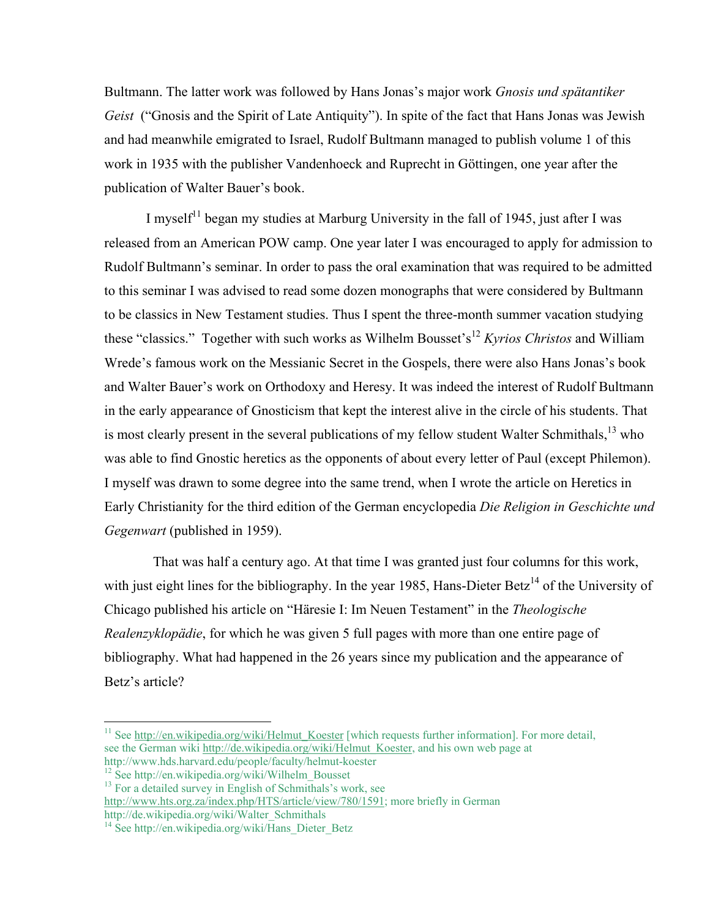Bultmann. The latter work was followed by Hans Jonas's major work *Gnosis und spätantiker Geist* ("Gnosis and the Spirit of Late Antiquity"). In spite of the fact that Hans Jonas was Jewish and had meanwhile emigrated to Israel, Rudolf Bultmann managed to publish volume 1 of this work in 1935 with the publisher Vandenhoeck and Ruprecht in Göttingen, one year after the publication of Walter Bauer's book.

I myself[11] began my studies at Marburg University in the fall of 1945, just after I was released from an American POW camp. One year later I was encouraged to apply for admission to Rudolf Bultmann's seminar. In order to pass the oral examination that was required to be admitted to this seminar I was advised to read some dozen monographs that were considered by Bultmann to be classics in New Testament studies. Thus I spent the three-month summer vacation studying these "classics." Together with such works as Wilhelm Bousset's[12] *Kyrios Christos* and William Wrede's famous work on the Messianic Secret in the Gospels, there were also Hans Jonas's book and Walter Bauer's work on Orthodoxy and Heresy. It was indeed the interest of Rudolf Bultmann in the early appearance of Gnosticism that kept the interest alive in the circle of his students. That is most clearly present in the several publications of my fellow student Walter Schmithals,[13] who was able to find Gnostic heretics as the opponents of about every letter of Paul (except Philemon). I myself was drawn to some degree into the same trend, when I wrote the article on Heretics in Early Christianity for the third edition of the German encyclopedia *Die Religion in Geschichte und Gegenwart* (published in 1959).

That was half a century ago. At that time I was granted just four columns for this work, with just eight lines for the bibliography. In the year 1985, Hans-Dieter Betz[14] of the University of Chicago published his article on "Häresie I: Im Neuen Testament" in the *Theologische Realenzyklopädie*, for which he was given 5 full pages with more than one entire page of bibliography. What had happened in the 26 years since my publication and the appearance of Betz's article?

---

[11] See http://en.wikipedia.org/wiki/Helmut_Koester [which requests further information]. For more detail, see the German wiki http://de.wikipedia.org/wiki/Helmut_Koester, and his own web page at http://www.hds.harvard.edu/people/faculty/helmut-koester

[12] See http://en.wikipedia.org/wiki/Wilhelm_Bousset

[13] For a detailed survey in English of Schmithals's work, see http://www.hts.org.za/index.php/HTS/article/view/780/1591; more briefly in German http://de.wikipedia.org/wiki/Walter_Schmithals

[14] See http://en.wikipedia.org/wiki/Hans_Dieter_Betz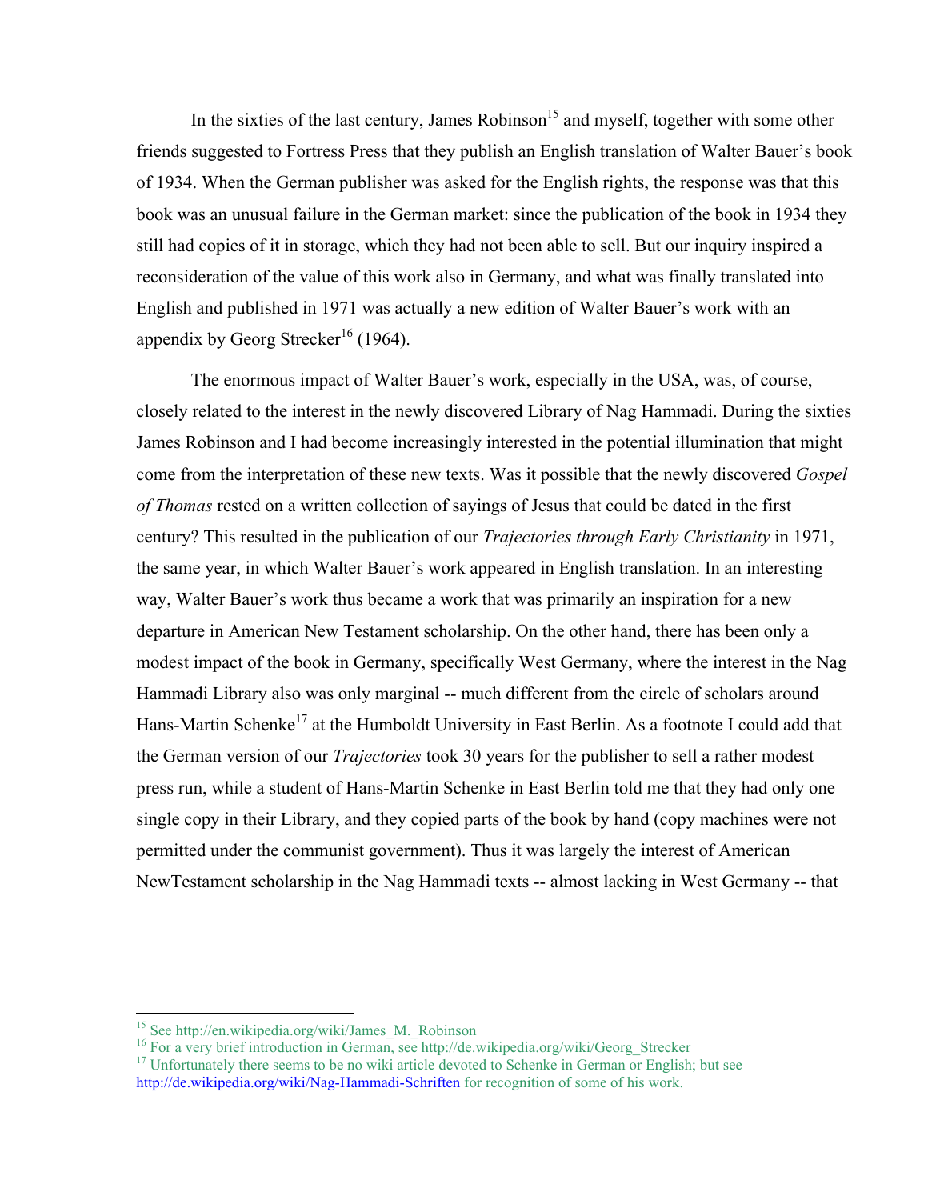In the sixties of the last century, James Robinson[15] and myself, together with some other friends suggested to Fortress Press that they publish an English translation of Walter Bauer's book of 1934. When the German publisher was asked for the English rights, the response was that this book was an unusual failure in the German market: since the publication of the book in 1934 they still had copies of it in storage, which they had not been able to sell. But our inquiry inspired a reconsideration of the value of this work also in Germany, and what was finally translated into English and published in 1971 was actually a new edition of Walter Bauer's work with an appendix by Georg Strecker[16] (1964).

The enormous impact of Walter Bauer's work, especially in the USA, was, of course, closely related to the interest in the newly discovered Library of Nag Hammadi. During the sixties James Robinson and I had become increasingly interested in the potential illumination that might come from the interpretation of these new texts. Was it possible that the newly discovered *Gospel of Thomas* rested on a written collection of sayings of Jesus that could be dated in the first century? This resulted in the publication of our *Trajectories through Early Christianity* in 1971, the same year, in which Walter Bauer's work appeared in English translation. In an interesting way, Walter Bauer's work thus became a work that was primarily an inspiration for a new departure in American New Testament scholarship. On the other hand, there has been only a modest impact of the book in Germany, specifically West Germany, where the interest in the Nag Hammadi Library also was only marginal -- much different from the circle of scholars around Hans-Martin Schenke[17] at the Humboldt University in East Berlin. As a footnote I could add that the German version of our *Trajectories* took 30 years for the publisher to sell a rather modest press run, while a student of Hans-Martin Schenke in East Berlin told me that they had only one single copy in their Library, and they copied parts of the book by hand (copy machines were not permitted under the communist government). Thus it was largely the interest of American NewTestament scholarship in the Nag Hammadi texts -- almost lacking in West Germany -- that

---

[15] See http://en.wikipedia.org/wiki/James_M._Robinson

[16] For a very brief introduction in German, see http://de.wikipedia.org/wiki/Georg_Strecker

[17] Unfortunately there seems to be no wiki article devoted to Schenke in German or English; but see http://de.wikipedia.org/wiki/Nag-Hammadi-Schriften for recognition of some of his work.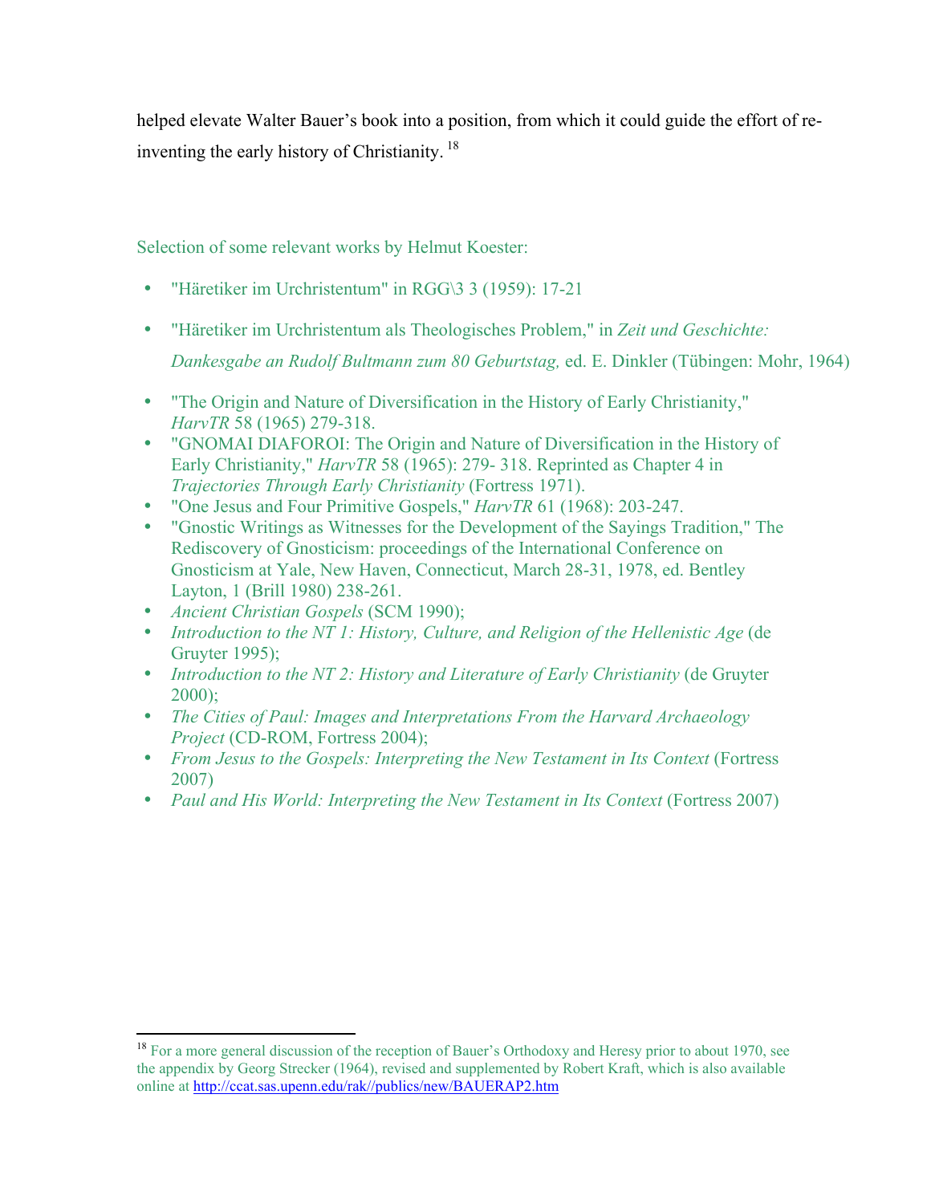helped elevate Walter Bauer's book into a position, from which it could guide the effort of re-inventing the early history of Christianity. [18]

Selection of some relevant works by Helmut Koester:

- "Häretiker im Urchristentum" in RGG\3 3 (1959): 17-21
- "Häretiker im Urchristentum als Theologisches Problem," in *Zeit und Geschichte: Dankesgabe an Rudolf Bultmann zum 80 Geburtstag,* ed. E. Dinkler (Tübingen: Mohr, 1964)
- "The Origin and Nature of Diversification in the History of Early Christianity," *HarvTR* 58 (1965) 279-318.
- "GNOMAI DIAFOROI: The Origin and Nature of Diversification in the History of Early Christianity," *HarvTR* 58 (1965): 279- 318. Reprinted as Chapter 4 in *Trajectories Through Early Christianity* (Fortress 1971).
- "One Jesus and Four Primitive Gospels," *HarvTR* 61 (1968): 203-247.
- "Gnostic Writings as Witnesses for the Development of the Sayings Tradition," The Rediscovery of Gnosticism: proceedings of the International Conference on Gnosticism at Yale, New Haven, Connecticut, March 28-31, 1978, ed. Bentley Layton, 1 (Brill 1980) 238-261.
- *Ancient Christian Gospels* (SCM 1990);
- *Introduction to the NT 1: History, Culture, and Religion of the Hellenistic Age* (de Gruyter 1995);
- *Introduction to the NT 2: History and Literature of Early Christianity* (de Gruyter 2000);
- *The Cities of Paul: Images and Interpretations From the Harvard Archaeology Project* (CD-ROM, Fortress 2004);
- *From Jesus to the Gospels: Interpreting the New Testament in Its Context* (Fortress 2007)
- *Paul and His World: Interpreting the New Testament in Its Context* (Fortress 2007)

---

[18] For a more general discussion of the reception of Bauer's Orthodoxy and Heresy prior to about 1970, see the appendix by Georg Strecker (1964), revised and supplemented by Robert Kraft, which is also available online at http://ccat.sas.upenn.edu/rak//publics/new/BAUERAP2.htm